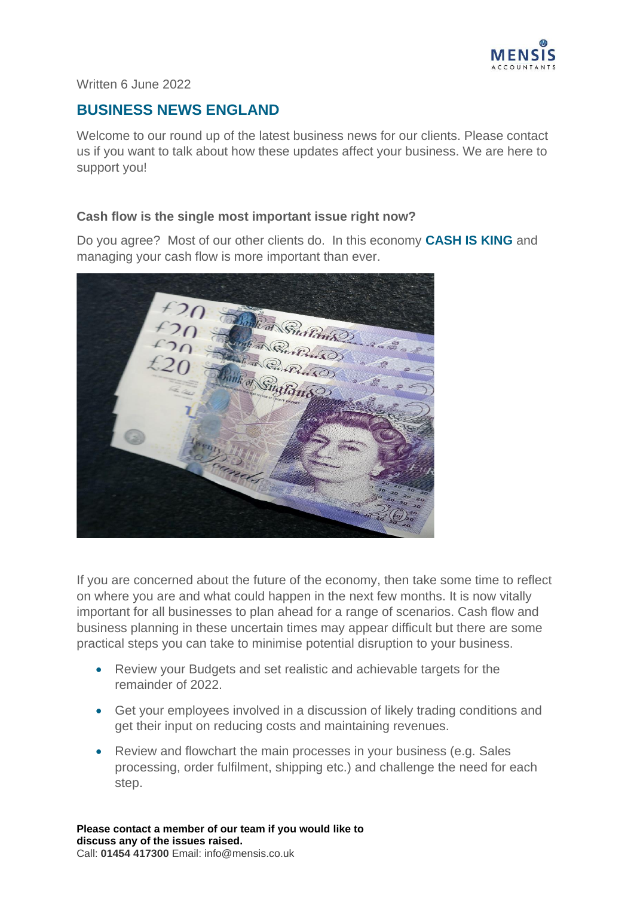Written 6 June 2022

## BUSINESS NEWS ENGLAND

Welcome to our round up of the latest business news for our clients. Please contact us if you want to talk about how these updates affect your business. We are here to support you!

**Cash flow is the single most important issue right now?**

Do you agree? Most of our other clients do. In this economy **CASH IS KING** and managing your cash flow is more important than ever.

If you are concerned about the future of the economy, then take some time to reflect on where you are and what could happen in the next few months. It is now vitally important for all businesses to plan ahead for a range of scenarios. Cash flow and business planning in these uncertain times may appear difficult but there are some practical steps you can take to minimise potential disruption to your business.

- Review your Budgets and set realistic and achievable targets for the remainder of 2022.
- Get your employees involved in a discussion of likely trading conditions and get their input on reducing costs and maintaining revenues.
- Review and flowchart the main processes in your business (e.g. Sales processing, order fulfilment, shipping etc.) and challenge the need for each step.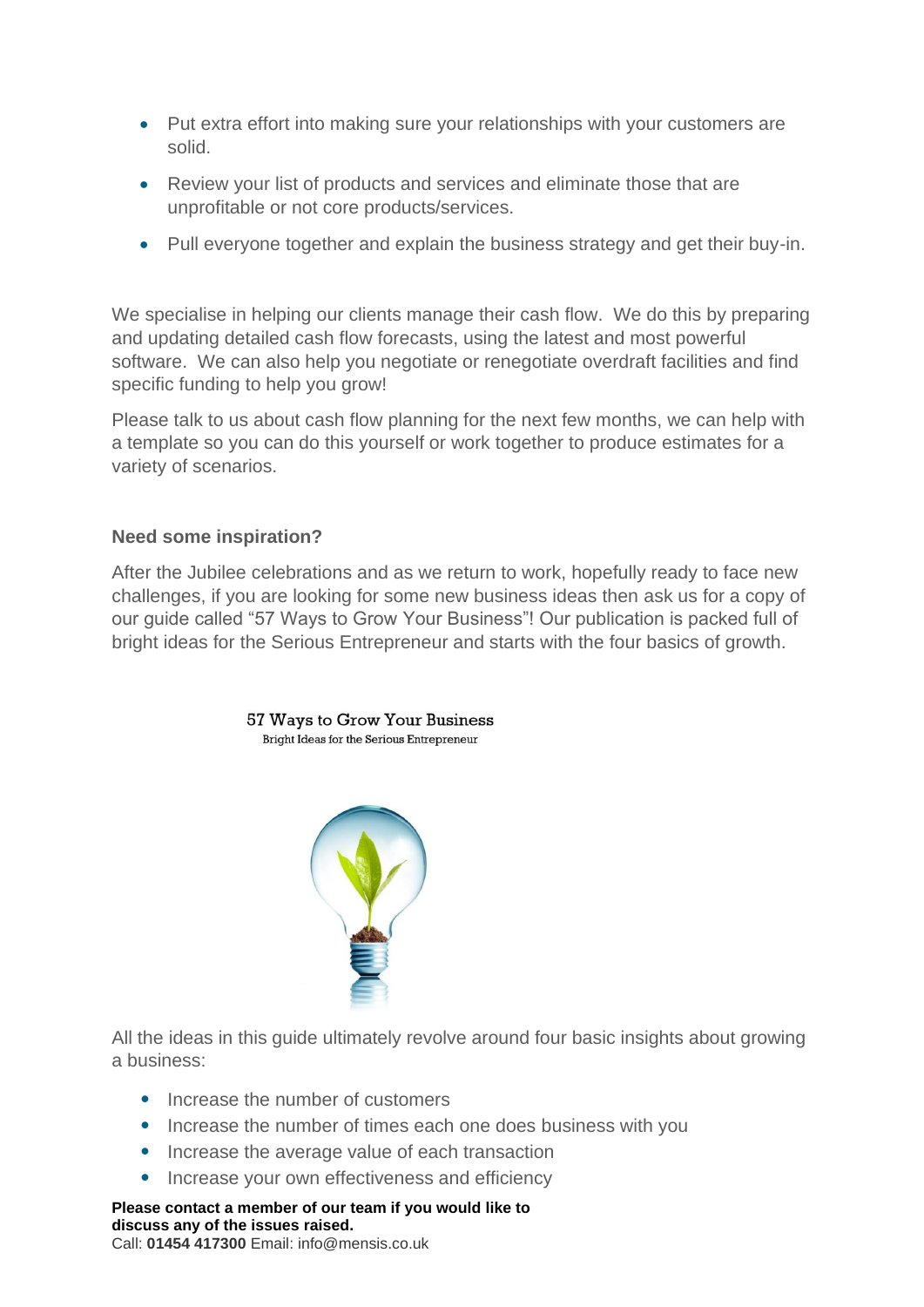- Put extra effort into making sure your relationships with your customers are solid.
- Review your list of products and services and eliminate those that are unprofitable or not core products/services.
- Pull everyone together and explain the business strategy and get their buy-in.

We specialise in helping our clients manage their cash flow. We do this by preparing and updating detailed cash flow forecasts, using the latest and most powerful software. We can also help you negotiate or renegotiate overdraft facilities and find specific funding to help you grow!

Please talk to us about cash flow planning for the next few months, we can help with a template so you can do this yourself or work together to produce estimates for a variety of scenarios.

**Need some inspiration?**

After the Jubilee celebrations and as we return to work, hopefully ready to face new challenges, if you are looking for some new business ideas then ask us for a copy of our guide called "57 Ways to Grow Your Business"! Our publication is packed full of bright ideas for the Serious Entrepreneur and starts with the four basics of growth.

57 Ways to Grow Your Business
Bright Ideas for the Serious Entrepreneur

All the ideas in this guide ultimately revolve around four basic insights about growing a business:

- Increase the number of customers
- Increase the number of times each one does business with you
- Increase the average value of each transaction
- Increase your own effectiveness and efficiency

**Please contact a member of our team if you would like to discuss any of the issues raised.**
Call: **01454 417300** Email: info@mensis.co.uk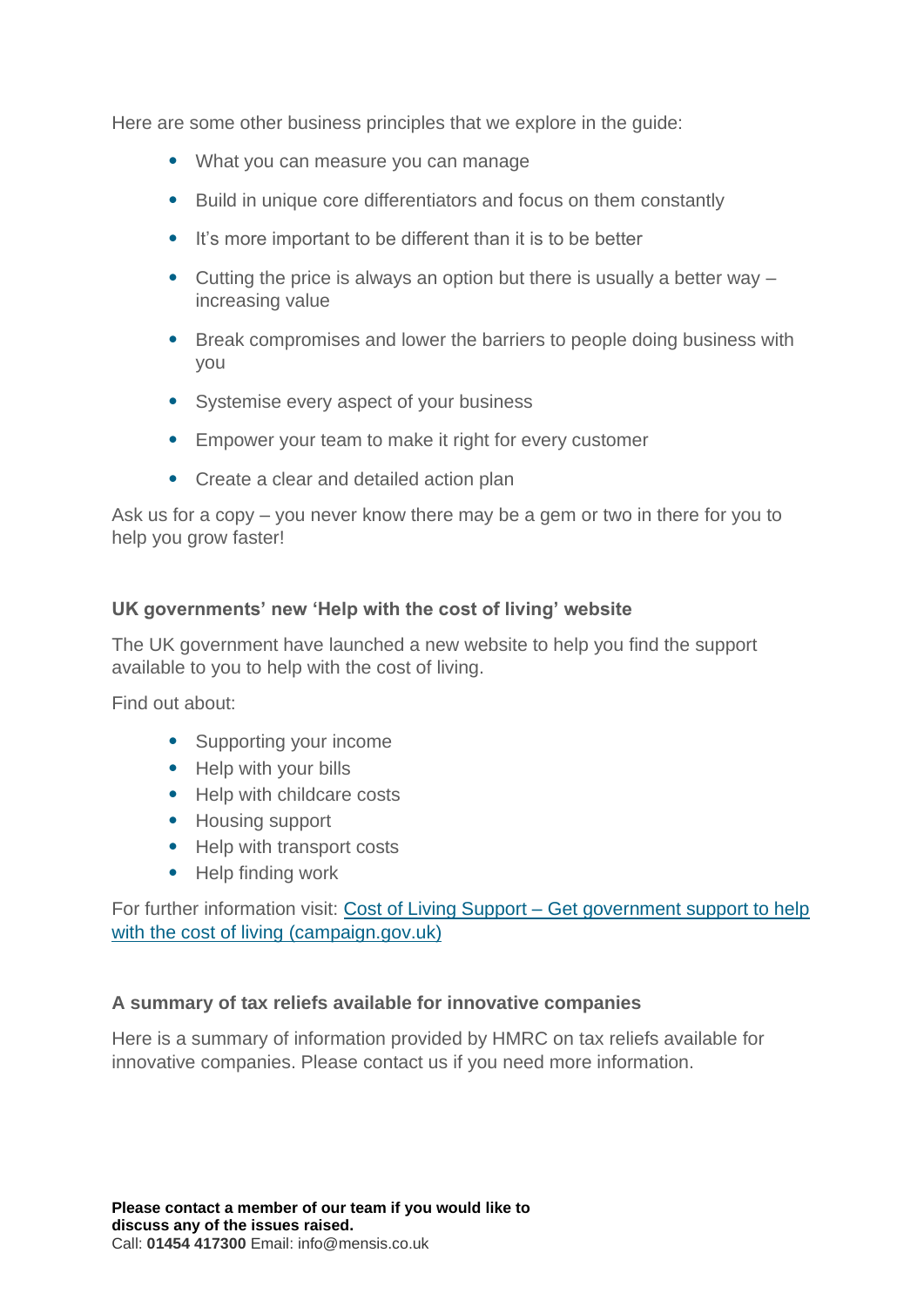Here are some other business principles that we explore in the guide:

- What you can measure you can manage
- Build in unique core differentiators and focus on them constantly
- It's more important to be different than it is to be better
- Cutting the price is always an option but there is usually a better way – increasing value
- Break compromises and lower the barriers to people doing business with you
- Systemise every aspect of your business
- Empower your team to make it right for every customer
- Create a clear and detailed action plan

Ask us for a copy – you never know there may be a gem or two in there for you to help you grow faster!

### UK governments' new 'Help with the cost of living' website

The UK government have launched a new website to help you find the support available to you to help with the cost of living.

Find out about:

- Supporting your income
- Help with your bills
- Help with childcare costs
- Housing support
- Help with transport costs
- Help finding work

For further information visit: [Cost of Living Support – Get government support to help with the cost of living (campaign.gov.uk)](campaign.gov.uk)

### A summary of tax reliefs available for innovative companies

Here is a summary of information provided by HMRC on tax reliefs available for innovative companies. Please contact us if you need more information.

**Please contact a member of our team if you would like to discuss any of the issues raised.**
Call: **01454 417300** Email: info@mensis.co.uk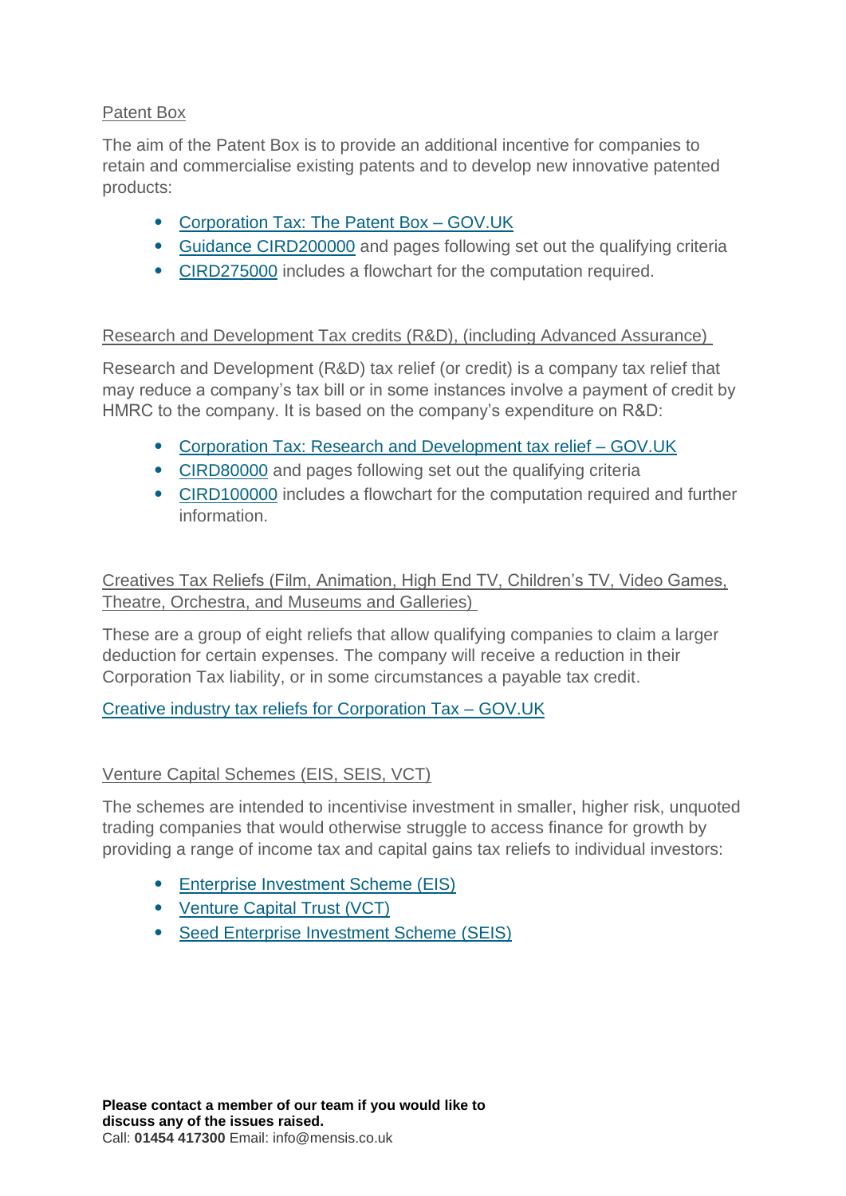## Patent Box

The aim of the Patent Box is to provide an additional incentive for companies to retain and commercialise existing patents and to develop new innovative patented products:

- Corporation Tax: The Patent Box – GOV.UK
- Guidance CIRD200000 and pages following set out the qualifying criteria
- CIRD275000 includes a flowchart for the computation required.

## Research and Development Tax credits (R&D), (including Advanced Assurance)

Research and Development (R&D) tax relief (or credit) is a company tax relief that may reduce a company's tax bill or in some instances involve a payment of credit by HMRC to the company. It is based on the company's expenditure on R&D:

- Corporation Tax: Research and Development tax relief – GOV.UK
- CIRD80000 and pages following set out the qualifying criteria
- CIRD100000 includes a flowchart for the computation required and further information.

## Creatives Tax Reliefs (Film, Animation, High End TV, Children's TV, Video Games, Theatre, Orchestra, and Museums and Galleries)

These are a group of eight reliefs that allow qualifying companies to claim a larger deduction for certain expenses. The company will receive a reduction in their Corporation Tax liability, or in some circumstances a payable tax credit.

Creative industry tax reliefs for Corporation Tax – GOV.UK

## Venture Capital Schemes (EIS, SEIS, VCT)

The schemes are intended to incentivise investment in smaller, higher risk, unquoted trading companies that would otherwise struggle to access finance for growth by providing a range of income tax and capital gains tax reliefs to individual investors:

- Enterprise Investment Scheme (EIS)
- Venture Capital Trust (VCT)
- Seed Enterprise Investment Scheme (SEIS)

**Please contact a member of our team if you would like to discuss any of the issues raised.**
Call: **01454 417300** Email: info@mensis.co.uk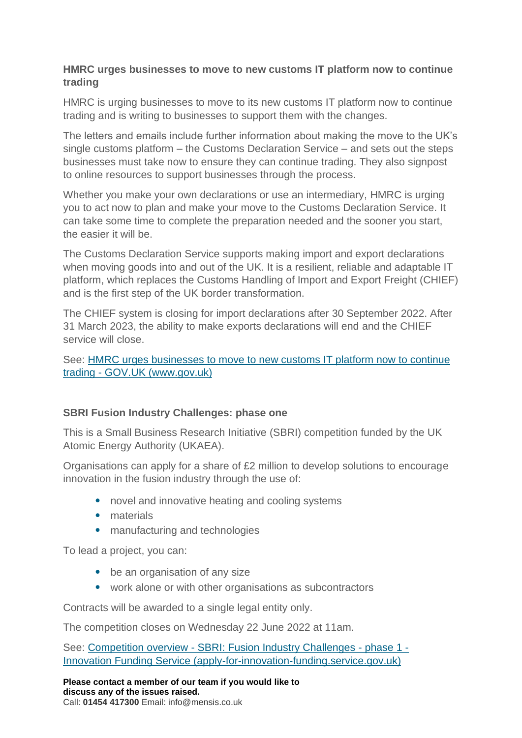### HMRC urges businesses to move to new customs IT platform now to continue trading

HMRC is urging businesses to move to its new customs IT platform now to continue trading and is writing to businesses to support them with the changes.

The letters and emails include further information about making the move to the UK's single customs platform – the Customs Declaration Service – and sets out the steps businesses must take now to ensure they can continue trading. They also signpost to online resources to support businesses through the process.

Whether you make your own declarations or use an intermediary, HMRC is urging you to act now to plan and make your move to the Customs Declaration Service. It can take some time to complete the preparation needed and the sooner you start, the easier it will be.

The Customs Declaration Service supports making import and export declarations when moving goods into and out of the UK. It is a resilient, reliable and adaptable IT platform, which replaces the Customs Handling of Import and Export Freight (CHIEF) and is the first step of the UK border transformation.

The CHIEF system is closing for import declarations after 30 September 2022. After 31 March 2023, the ability to make exports declarations will end and the CHIEF service will close.

See: HMRC urges businesses to move to new customs IT platform now to continue trading - GOV.UK (www.gov.uk)

### SBRI Fusion Industry Challenges: phase one

This is a Small Business Research Initiative (SBRI) competition funded by the UK Atomic Energy Authority (UKAEA).

Organisations can apply for a share of £2 million to develop solutions to encourage innovation in the fusion industry through the use of:

- novel and innovative heating and cooling systems
- materials
- manufacturing and technologies

To lead a project, you can:

- be an organisation of any size
- work alone or with other organisations as subcontractors

Contracts will be awarded to a single legal entity only.

The competition closes on Wednesday 22 June 2022 at 11am.

See: Competition overview - SBRI: Fusion Industry Challenges - phase 1 - Innovation Funding Service (apply-for-innovation-funding.service.gov.uk)

**Please contact a member of our team if you would like to discuss any of the issues raised.**
Call: **01454 417300** Email: info@mensis.co.uk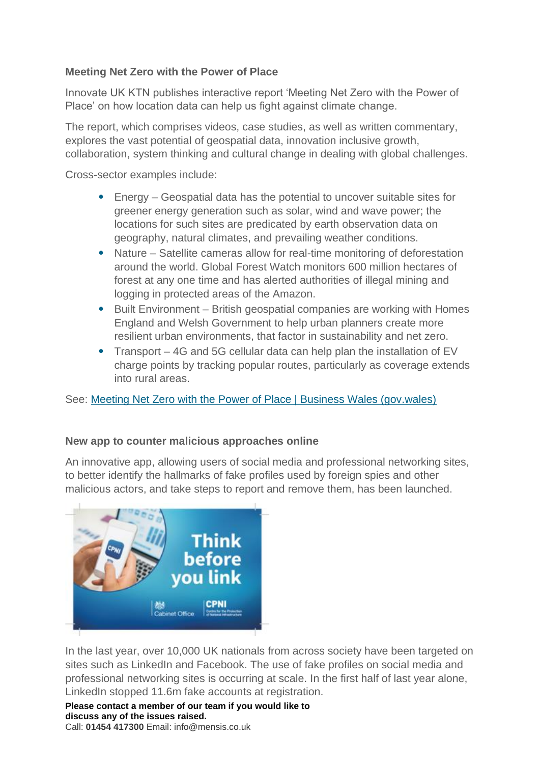**Meeting Net Zero with the Power of Place**

Innovate UK KTN publishes interactive report 'Meeting Net Zero with the Power of Place' on how location data can help us fight against climate change.

The report, which comprises videos, case studies, as well as written commentary, explores the vast potential of geospatial data, innovation inclusive growth, collaboration, system thinking and cultural change in dealing with global challenges.

Cross-sector examples include:

- Energy – Geospatial data has the potential to uncover suitable sites for greener energy generation such as solar, wind and wave power; the locations for such sites are predicated by earth observation data on geography, natural climates, and prevailing weather conditions.
- Nature – Satellite cameras allow for real-time monitoring of deforestation around the world. Global Forest Watch monitors 600 million hectares of forest at any one time and has alerted authorities of illegal mining and logging in protected areas of the Amazon.
- Built Environment – British geospatial companies are working with Homes England and Welsh Government to help urban planners create more resilient urban environments, that factor in sustainability and net zero.
- Transport – 4G and 5G cellular data can help plan the installation of EV charge points by tracking popular routes, particularly as coverage extends into rural areas.

See: [Meeting Net Zero with the Power of Place | Business Wales (gov.wales)]

**New app to counter malicious approaches online**

An innovative app, allowing users of social media and professional networking sites, to better identify the hallmarks of fake profiles used by foreign spies and other malicious actors, and take steps to report and remove them, has been launched.

In the last year, over 10,000 UK nationals from across society have been targeted on sites such as LinkedIn and Facebook. The use of fake profiles on social media and professional networking sites is occurring at scale. In the first half of last year alone, LinkedIn stopped 11.6m fake accounts at registration.

**Please contact a member of our team if you would like to discuss any of the issues raised.**
Call: **01454 417300** Email: info@mensis.co.uk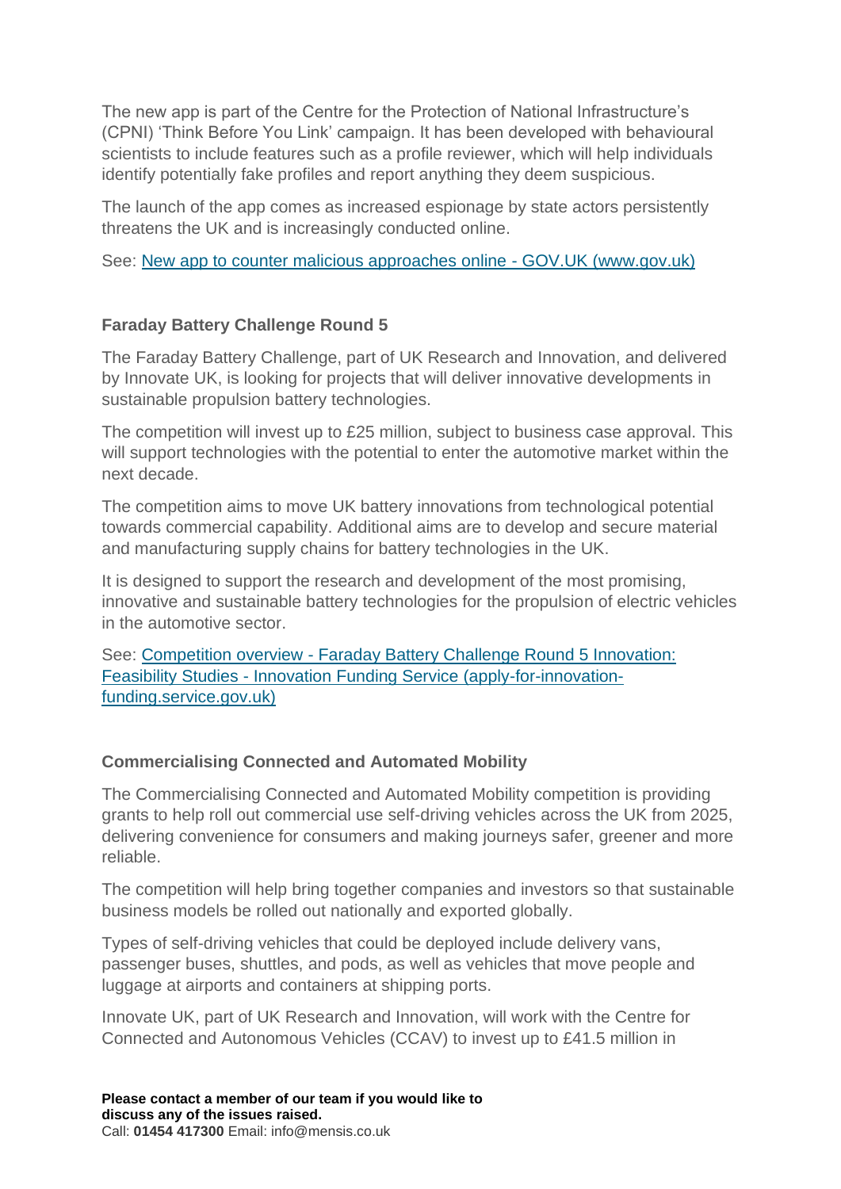The new app is part of the Centre for the Protection of National Infrastructure's (CPNI) 'Think Before You Link' campaign. It has been developed with behavioural scientists to include features such as a profile reviewer, which will help individuals identify potentially fake profiles and report anything they deem suspicious.

The launch of the app comes as increased espionage by state actors persistently threatens the UK and is increasingly conducted online.

See: [New app to counter malicious approaches online - GOV.UK (www.gov.uk)]()

**Faraday Battery Challenge Round 5**

The Faraday Battery Challenge, part of UK Research and Innovation, and delivered by Innovate UK, is looking for projects that will deliver innovative developments in sustainable propulsion battery technologies.

The competition will invest up to £25 million, subject to business case approval. This will support technologies with the potential to enter the automotive market within the next decade.

The competition aims to move UK battery innovations from technological potential towards commercial capability. Additional aims are to develop and secure material and manufacturing supply chains for battery technologies in the UK.

It is designed to support the research and development of the most promising, innovative and sustainable battery technologies for the propulsion of electric vehicles in the automotive sector.

See: [Competition overview - Faraday Battery Challenge Round 5 Innovation: Feasibility Studies - Innovation Funding Service (apply-for-innovation-funding.service.gov.uk)]()

**Commercialising Connected and Automated Mobility**

The Commercialising Connected and Automated Mobility competition is providing grants to help roll out commercial use self-driving vehicles across the UK from 2025, delivering convenience for consumers and making journeys safer, greener and more reliable.

The competition will help bring together companies and investors so that sustainable business models be rolled out nationally and exported globally.

Types of self-driving vehicles that could be deployed include delivery vans, passenger buses, shuttles, and pods, as well as vehicles that move people and luggage at airports and containers at shipping ports.

Innovate UK, part of UK Research and Innovation, will work with the Centre for Connected and Autonomous Vehicles (CCAV) to invest up to £41.5 million in

**Please contact a member of our team if you would like to discuss any of the issues raised.**
Call: **01454 417300** Email: info@mensis.co.uk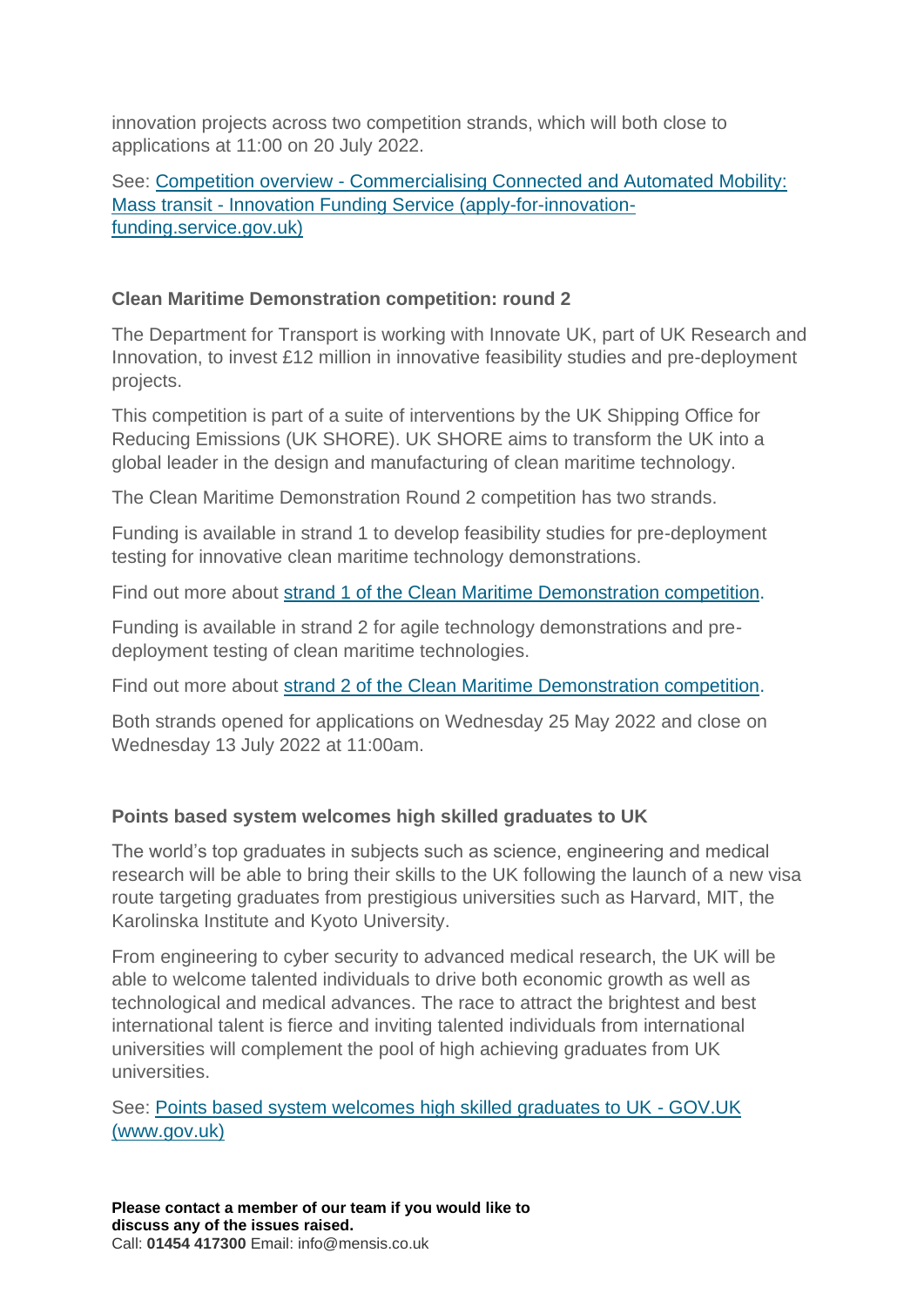innovation projects across two competition strands, which will both close to applications at 11:00 on 20 July 2022.

See: [Competition overview - Commercialising Connected and Automated Mobility: Mass transit - Innovation Funding Service (apply-for-innovation-funding.service.gov.uk)]()

### Clean Maritime Demonstration competition: round 2

The Department for Transport is working with Innovate UK, part of UK Research and Innovation, to invest £12 million in innovative feasibility studies and pre-deployment projects.

This competition is part of a suite of interventions by the UK Shipping Office for Reducing Emissions (UK SHORE). UK SHORE aims to transform the UK into a global leader in the design and manufacturing of clean maritime technology.

The Clean Maritime Demonstration Round 2 competition has two strands.

Funding is available in strand 1 to develop feasibility studies for pre-deployment testing for innovative clean maritime technology demonstrations.

Find out more about [strand 1 of the Clean Maritime Demonstration competition]().

Funding is available in strand 2 for agile technology demonstrations and pre-deployment testing of clean maritime technologies.

Find out more about [strand 2 of the Clean Maritime Demonstration competition]().

Both strands opened for applications on Wednesday 25 May 2022 and close on Wednesday 13 July 2022 at 11:00am.

### Points based system welcomes high skilled graduates to UK

The world's top graduates in subjects such as science, engineering and medical research will be able to bring their skills to the UK following the launch of a new visa route targeting graduates from prestigious universities such as Harvard, MIT, the Karolinska Institute and Kyoto University.

From engineering to cyber security to advanced medical research, the UK will be able to welcome talented individuals to drive both economic growth as well as technological and medical advances. The race to attract the brightest and best international talent is fierce and inviting talented individuals from international universities will complement the pool of high achieving graduates from UK universities.

See: [Points based system welcomes high skilled graduates to UK - GOV.UK (www.gov.uk)]()

**Please contact a member of our team if you would like to discuss any of the issues raised.**
Call: **01454 417300** Email: info@mensis.co.uk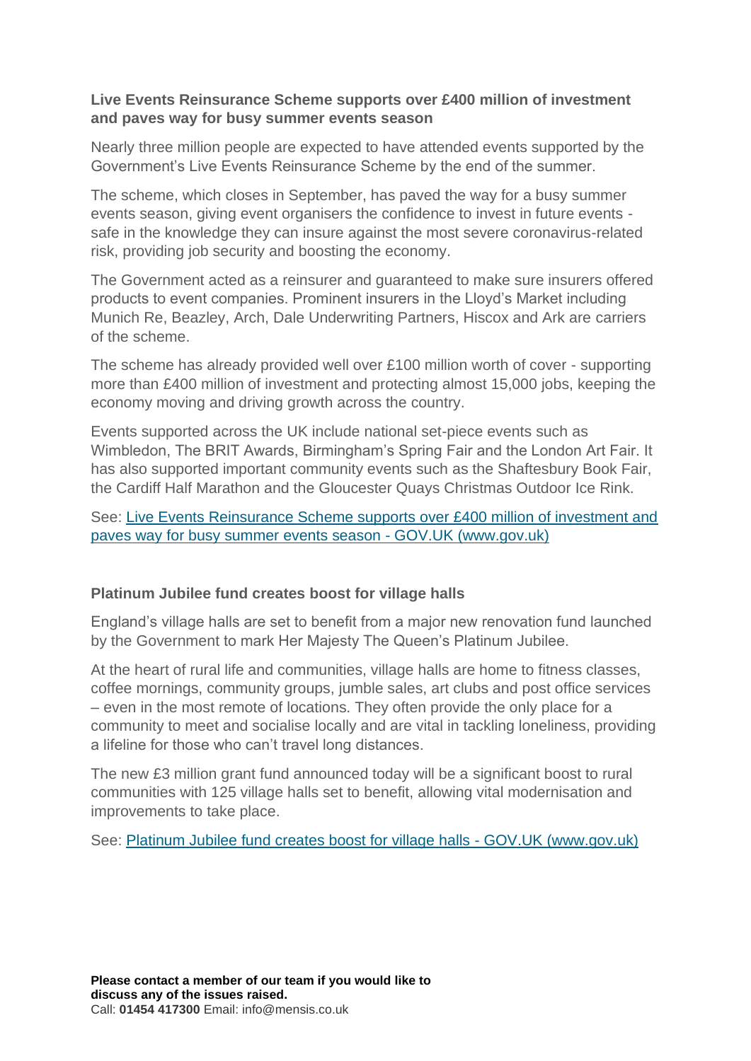**Live Events Reinsurance Scheme supports over £400 million of investment and paves way for busy summer events season**

Nearly three million people are expected to have attended events supported by the Government's Live Events Reinsurance Scheme by the end of the summer.

The scheme, which closes in September, has paved the way for a busy summer events season, giving event organisers the confidence to invest in future events - safe in the knowledge they can insure against the most severe coronavirus-related risk, providing job security and boosting the economy.

The Government acted as a reinsurer and guaranteed to make sure insurers offered products to event companies. Prominent insurers in the Lloyd's Market including Munich Re, Beazley, Arch, Dale Underwriting Partners, Hiscox and Ark are carriers of the scheme.

The scheme has already provided well over £100 million worth of cover - supporting more than £400 million of investment and protecting almost 15,000 jobs, keeping the economy moving and driving growth across the country.

Events supported across the UK include national set-piece events such as Wimbledon, The BRIT Awards, Birmingham's Spring Fair and the London Art Fair. It has also supported important community events such as the Shaftesbury Book Fair, the Cardiff Half Marathon and the Gloucester Quays Christmas Outdoor Ice Rink.

See: Live Events Reinsurance Scheme supports over £400 million of investment and paves way for busy summer events season - GOV.UK (www.gov.uk)

**Platinum Jubilee fund creates boost for village halls**

England's village halls are set to benefit from a major new renovation fund launched by the Government to mark Her Majesty The Queen's Platinum Jubilee.

At the heart of rural life and communities, village halls are home to fitness classes, coffee mornings, community groups, jumble sales, art clubs and post office services – even in the most remote of locations. They often provide the only place for a community to meet and socialise locally and are vital in tackling loneliness, providing a lifeline for those who can't travel long distances.

The new £3 million grant fund announced today will be a significant boost to rural communities with 125 village halls set to benefit, allowing vital modernisation and improvements to take place.

See: Platinum Jubilee fund creates boost for village halls - GOV.UK (www.gov.uk)

**Please contact a member of our team if you would like to discuss any of the issues raised.**
Call: **01454 417300** Email: info@mensis.co.uk